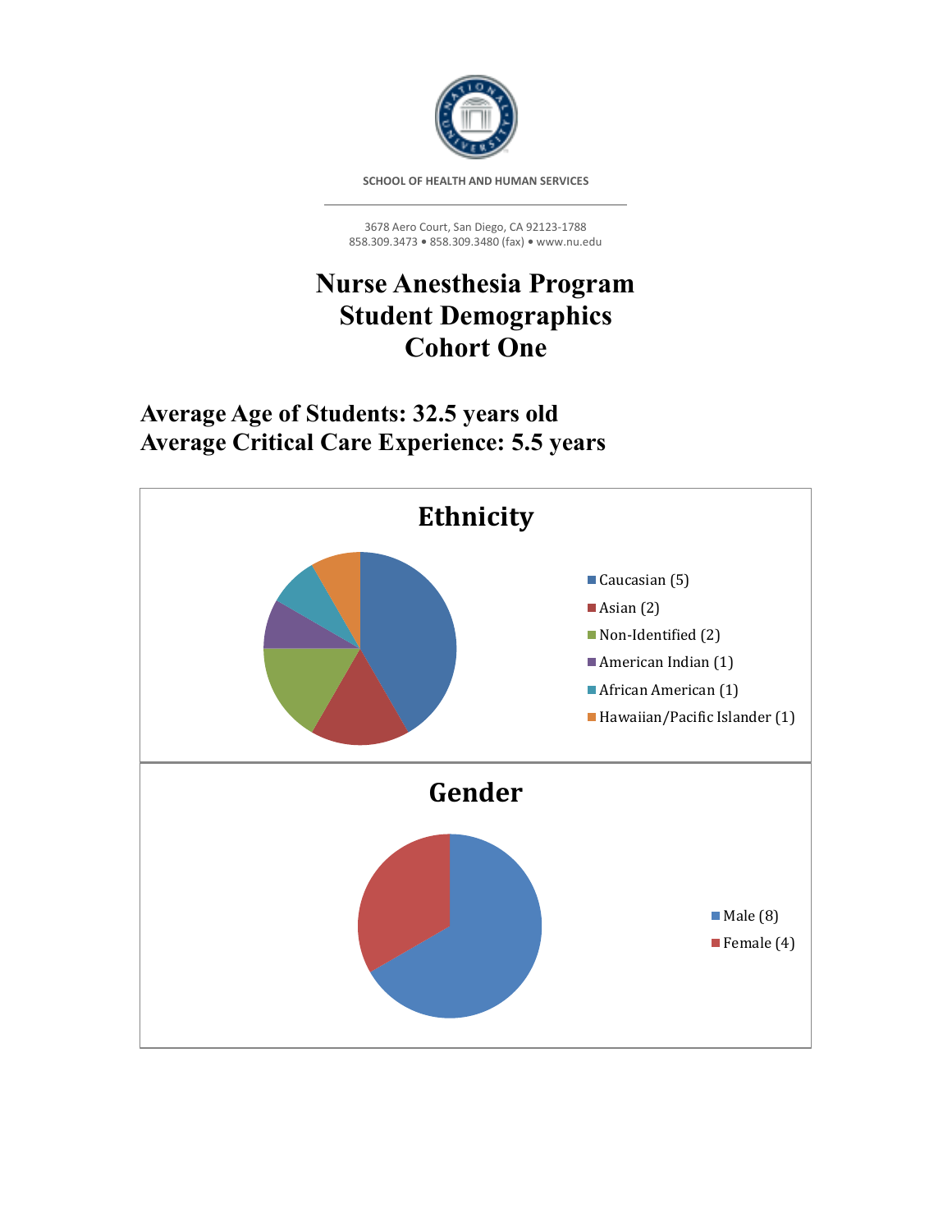SCHOOL OF HEALTH AND HUMAN SERVICES

3678 Aero Court, San Diego, CA 92123-1788
858.309.3473 • 858.309.3480 (fax) • www.nu.edu

# Nurse Anesthesia Program
# Student Demographics
# Cohort One

## Average Age of Students: 32.5 years old
## Average Critical Care Experience: 5.5 years

### Ethnicity

- Caucasian (5)
- Asian (2)
- Non-Identified (2)
- American Indian (1)
- African American (1)
- Hawaiian/Pacific Islander (1)

### Gender

- Male (8)
- Female (4)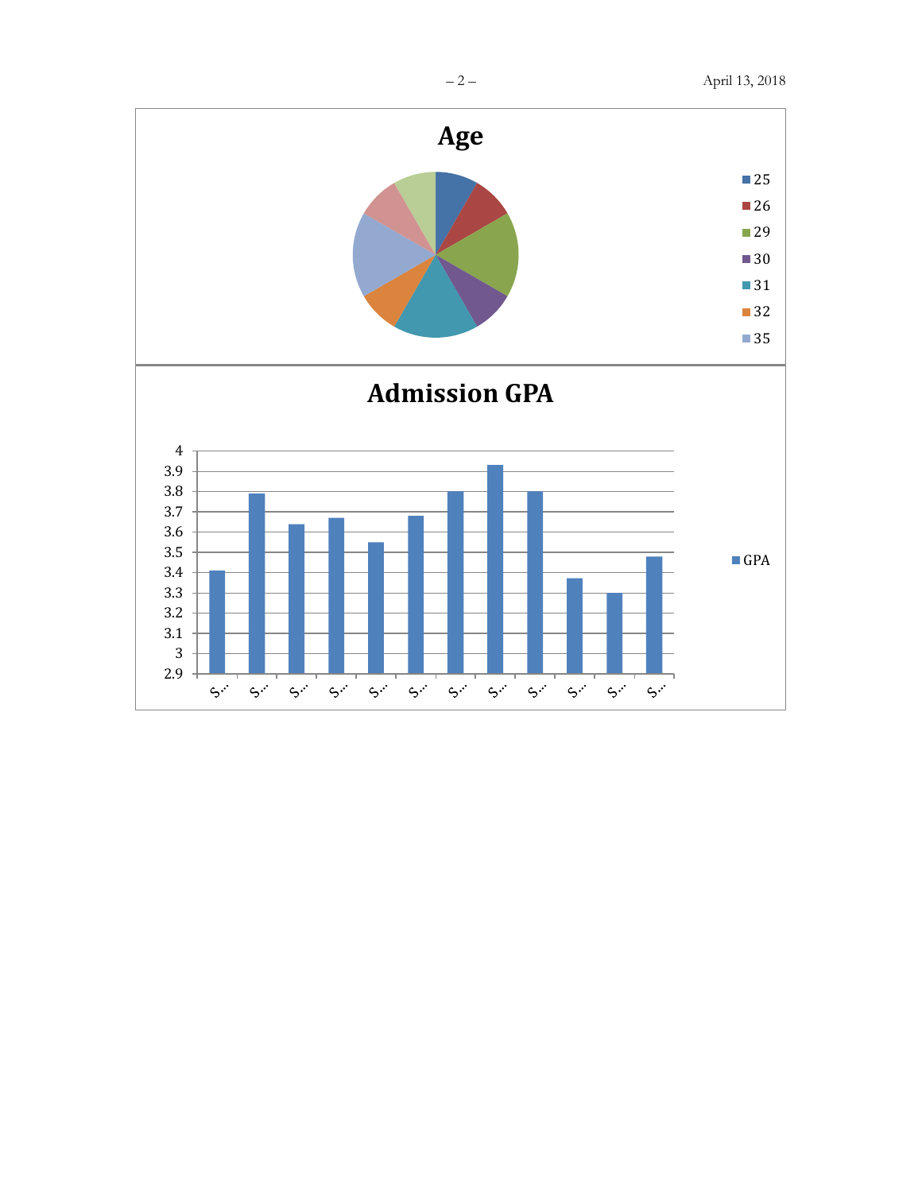**Age**

25
26
29
30
31
32
35

**Admission GPA**

GPA

4
3.9
3.8
3.7
3.6
3.5
3.4
3.3
3.2
3.1
3
2.9

S… S… S… S… S… S… S… S… S… S… S… S…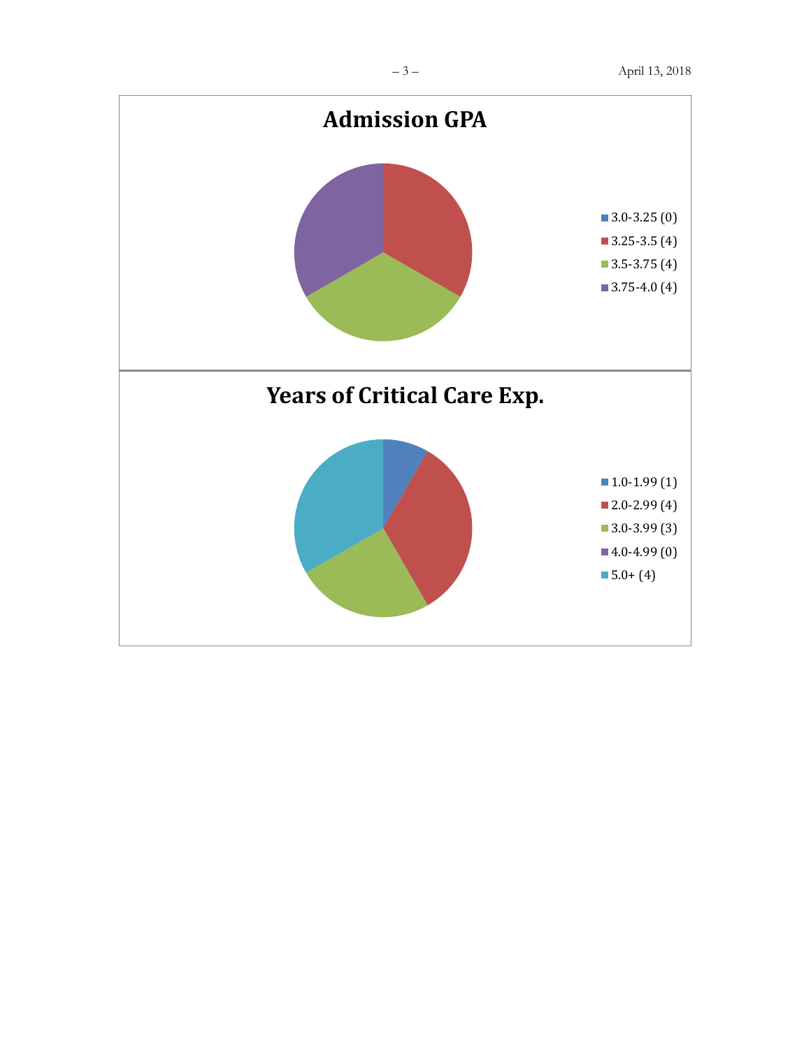## Admission GPA

- 3.0-3.25 (0)
- 3.25-3.5 (4)
- 3.5-3.75 (4)
- 3.75-4.0 (4)

## Years of Critical Care Exp.

- 1.0-1.99 (1)
- 2.0-2.99 (4)
- 3.0-3.99 (3)
- 4.0-4.99 (0)
- 5.0+ (4)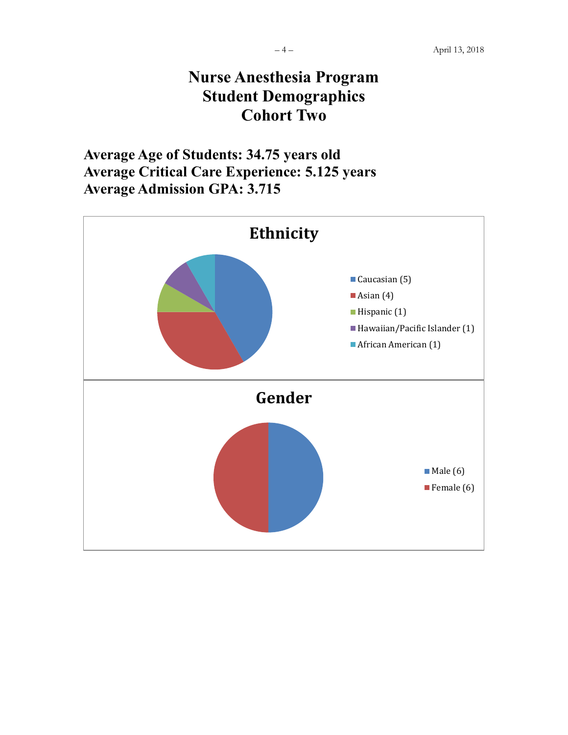# Nurse Anesthesia Program
# Student Demographics
# Cohort Two

**Average Age of Students: 34.75 years old**
**Average Critical Care Experience: 5.125 years**
**Average Admission GPA: 3.715**

## Ethnicity

- Caucasian (5)
- Asian (4)
- Hispanic (1)
- Hawaiian/Pacific Islander (1)
- African American (1)

## Gender

- Male (6)
- Female (6)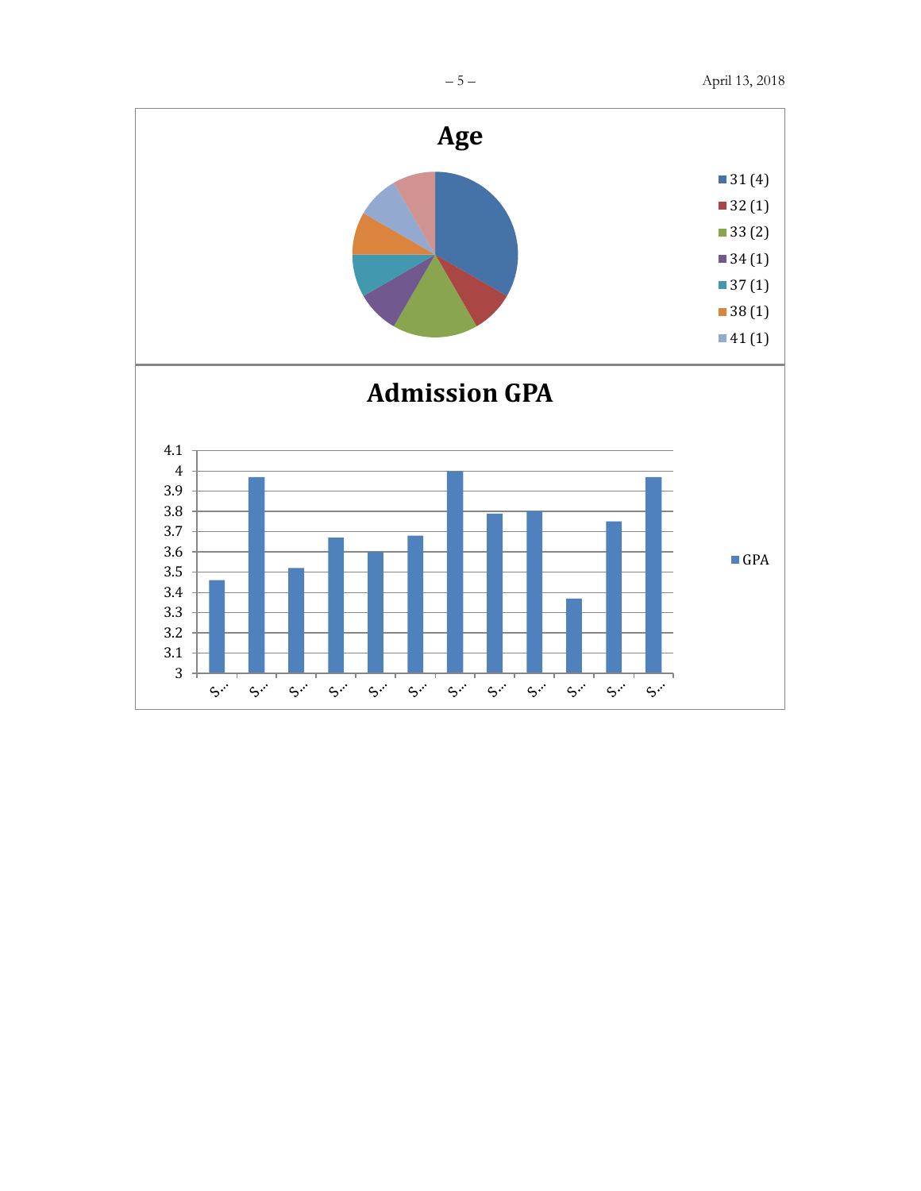## Age

- 31 (4)
- 32 (1)
- 33 (2)
- 34 (1)
- 37 (1)
- 38 (1)
- 41 (1)

## Admission GPA

| | GPA |
|---|---|
| S… | 3.46 |
| S… | 3.97 |
| S… | 3.52 |
| S… | 3.67 |
| S… | 3.6 |
| S… | 3.68 |
| S… | 4 |
| S… | 3.79 |
| S… | 3.8 |
| S… | 3.37 |
| S… | 3.75 |
| S… | 3.97 |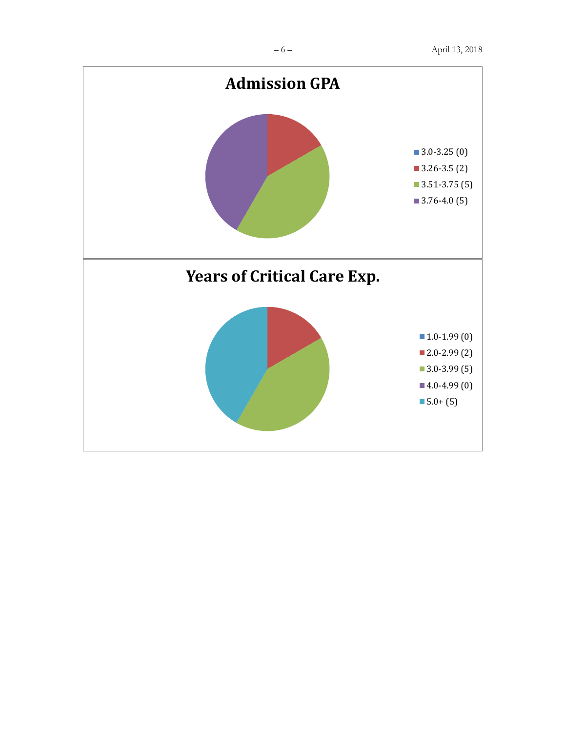## Admission GPA

- 3.0-3.25 (0)
- 3.26-3.5 (2)
- 3.51-3.75 (5)
- 3.76-4.0 (5)

## Years of Critical Care Exp.

- 1.0-1.99 (0)
- 2.0-2.99 (2)
- 3.0-3.99 (5)
- 4.0-4.99 (0)
- 5.0+ (5)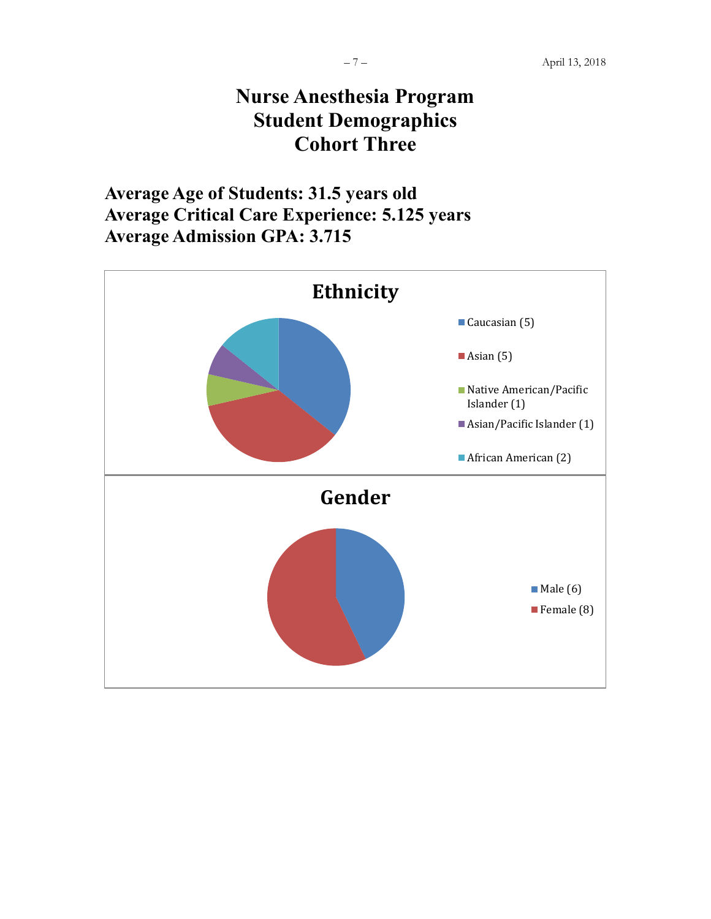# Nurse Anesthesia Program
# Student Demographics
# Cohort Three

**Average Age of Students: 31.5 years old**
**Average Critical Care Experience: 5.125 years**
**Average Admission GPA: 3.715**

## Ethnicity

- Caucasian (5)
- Asian (5)
- Native American/Pacific Islander (1)
- Asian/Pacific Islander (1)
- African American (2)

## Gender

- Male (6)
- Female (8)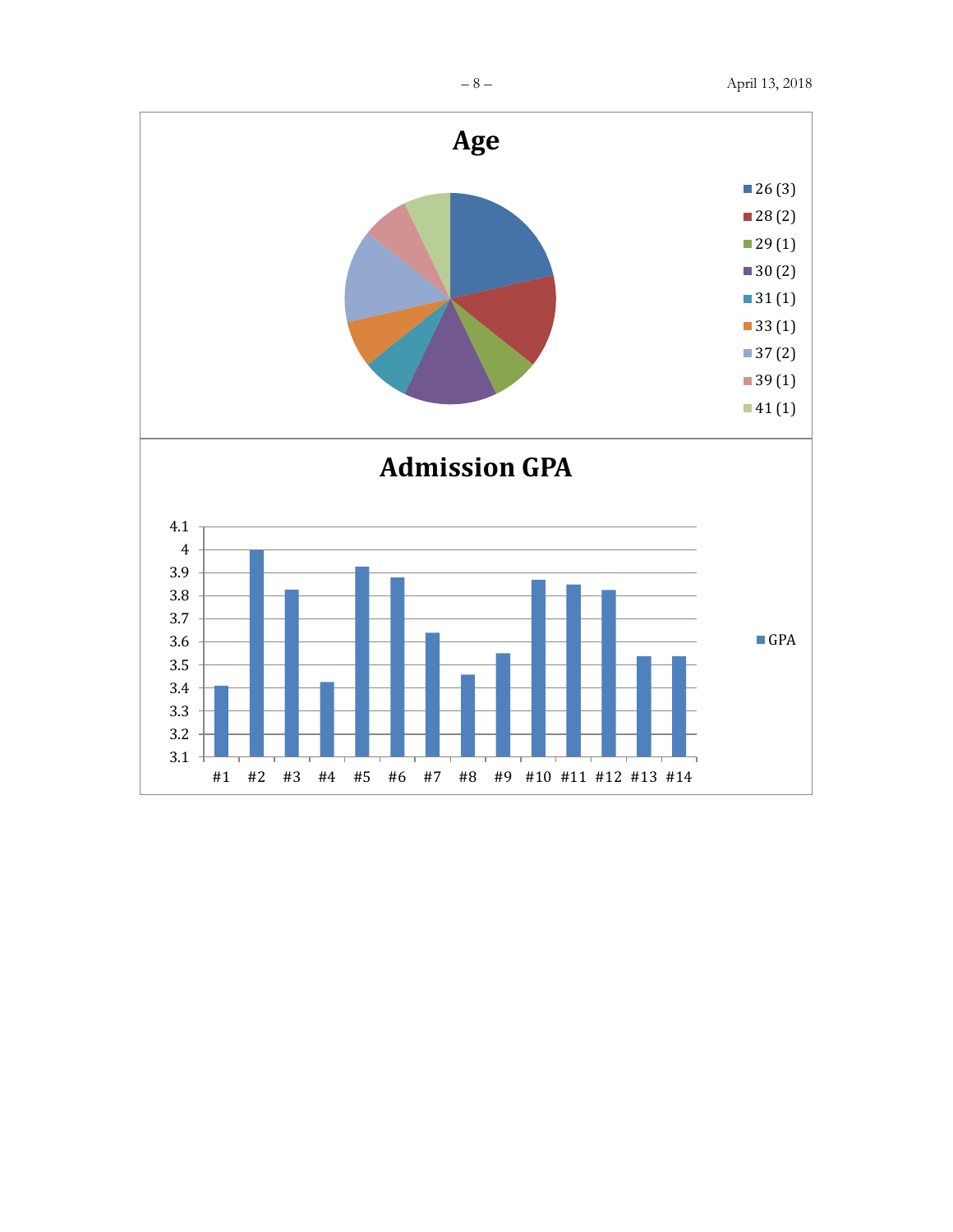## Age

- 26 (3)
- 28 (2)
- 29 (1)
- 30 (2)
- 31 (1)
- 33 (1)
- 37 (2)
- 39 (1)
- 41 (1)

## Admission GPA

| Student | GPA |
|---|---|
| #1 | 3.41 |
| #2 | 4.0 |
| #3 | 3.83 |
| #4 | 3.43 |
| #5 | 3.93 |
| #6 | 3.88 |
| #7 | 3.64 |
| #8 | 3.46 |
| #9 | 3.55 |
| #10 | 3.87 |
| #11 | 3.85 |
| #12 | 3.83 |
| #13 | 3.54 |
| #14 | 3.54 |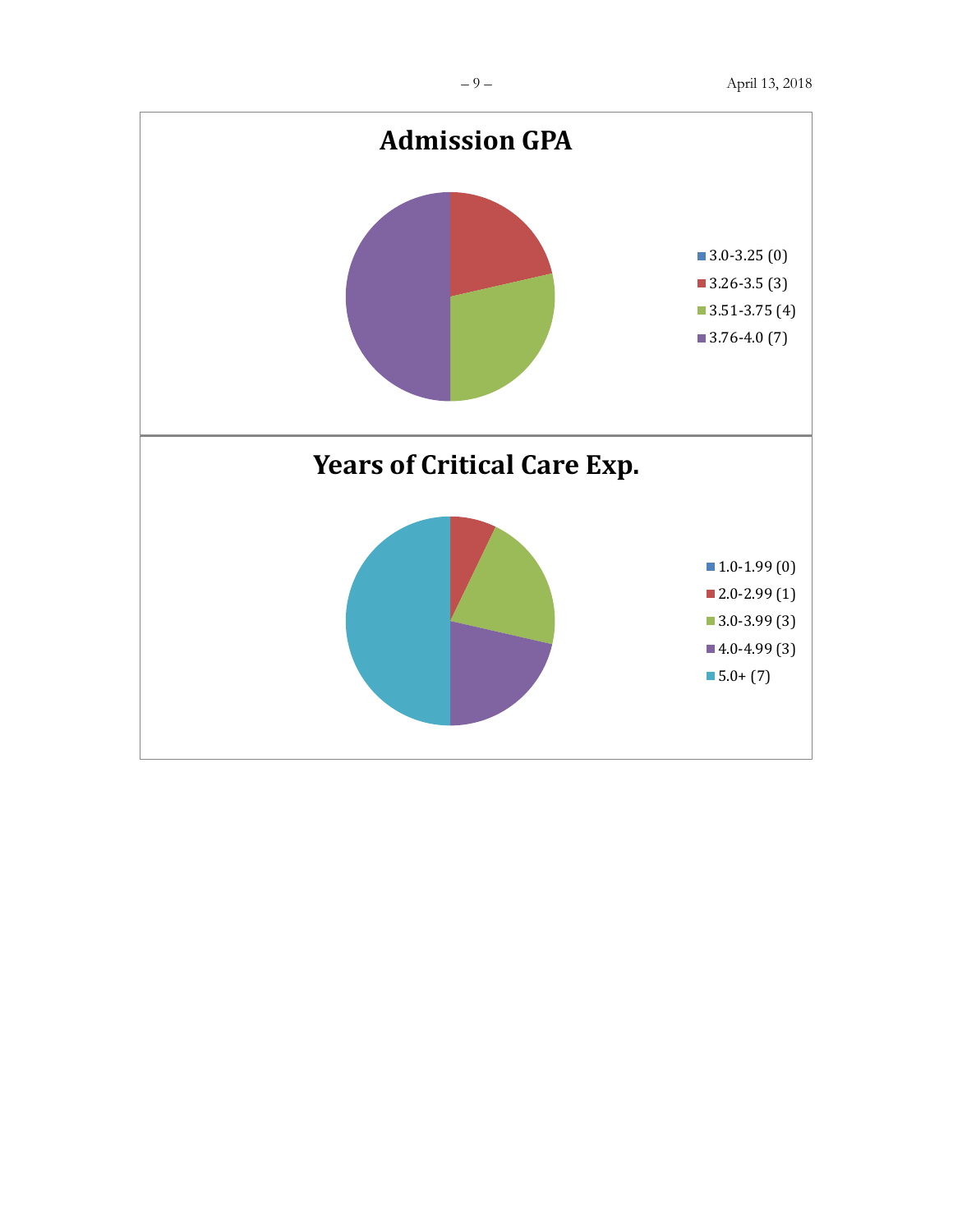## Admission GPA

- 3.0-3.25 (0)
- 3.26-3.5 (3)
- 3.51-3.75 (4)
- 3.76-4.0 (7)

## Years of Critical Care Exp.

- 1.0-1.99 (0)
- 2.0-2.99 (1)
- 3.0-3.99 (3)
- 4.0-4.99 (3)
- 5.0+ (7)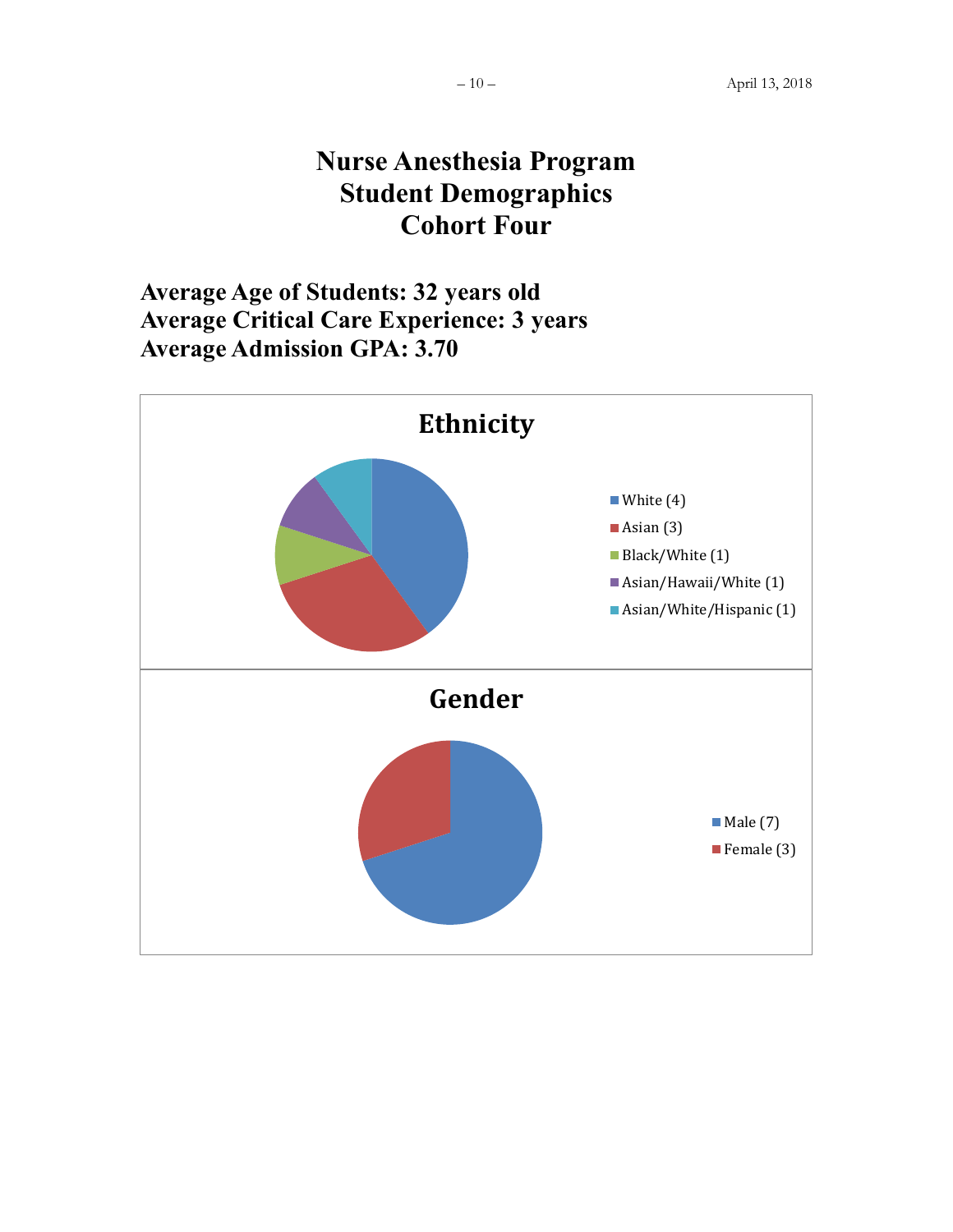# Nurse Anesthesia Program
# Student Demographics
# Cohort Four

**Average Age of Students: 32 years old**
**Average Critical Care Experience: 3 years**
**Average Admission GPA: 3.70**

## Ethnicity

- White (4)
- Asian (3)
- Black/White (1)
- Asian/Hawaii/White (1)
- Asian/White/Hispanic (1)

## Gender

- Male (7)
- Female (3)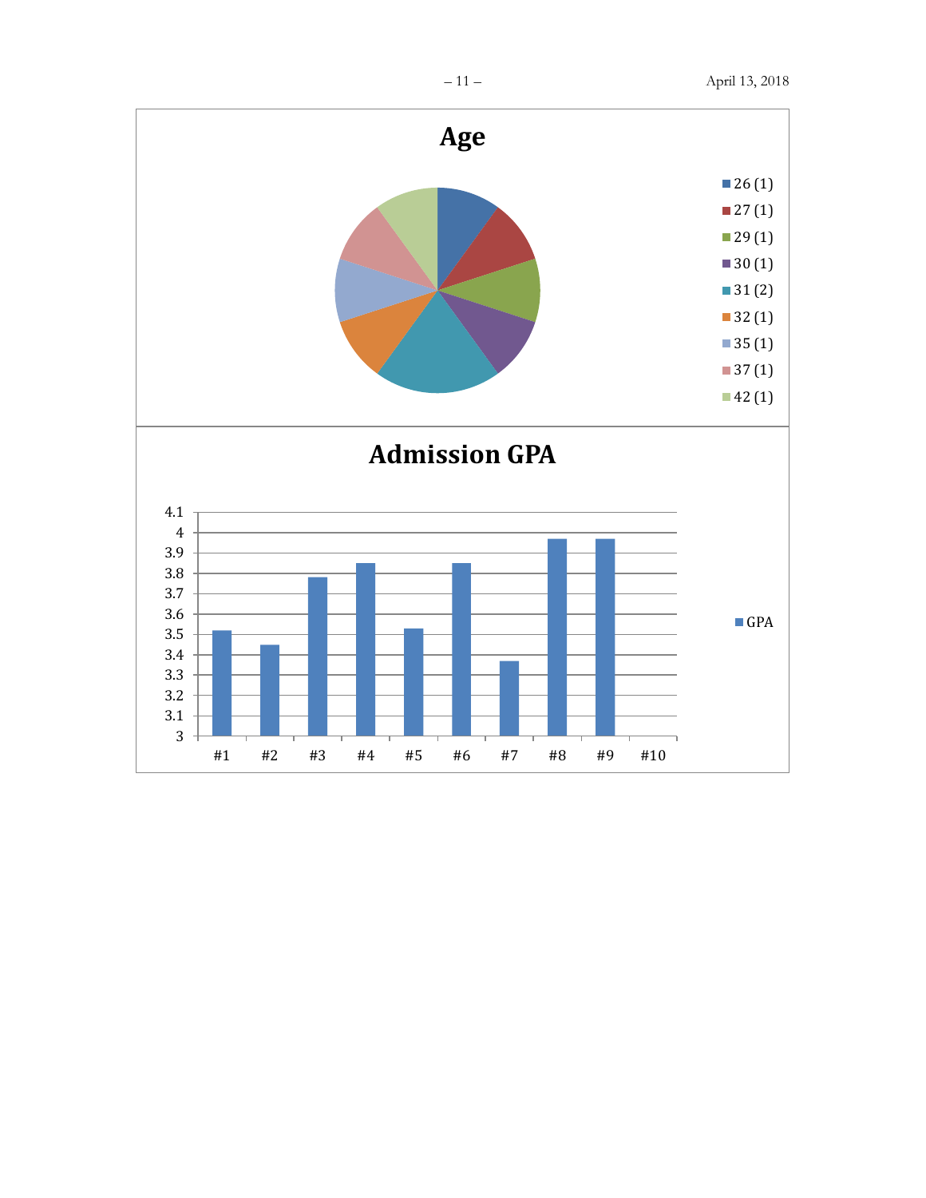## Age

- 26 (1)
- 27 (1)
- 29 (1)
- 30 (1)
- 31 (2)
- 32 (1)
- 35 (1)
- 37 (1)
- 42 (1)

## Admission GPA

| | #1 | #2 | #3 | #4 | #5 | #6 | #7 | #8 | #9 | #10 |
|---|---|---|---|---|---|---|---|---|---|---|
| GPA | 3.52 | 3.45 | 3.78 | 3.85 | 3.53 | 3.85 | 3.37 | 3.97 | 3.97 | |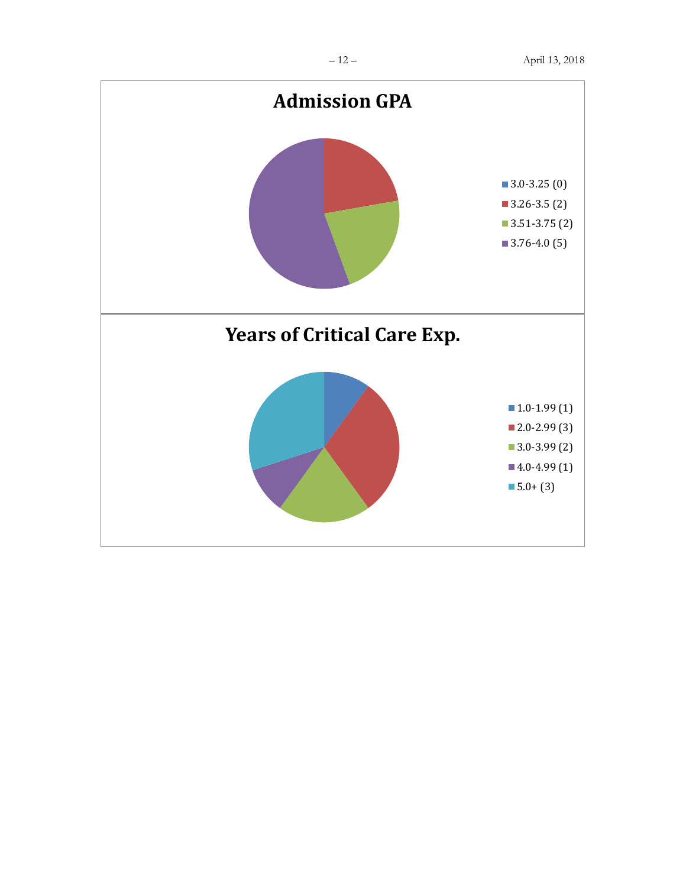## Admission GPA

- 3.0-3.25 (0)
- 3.26-3.5 (2)
- 3.51-3.75 (2)
- 3.76-4.0 (5)

## Years of Critical Care Exp.

- 1.0-1.99 (1)
- 2.0-2.99 (3)
- 3.0-3.99 (2)
- 4.0-4.99 (1)
- 5.0+ (3)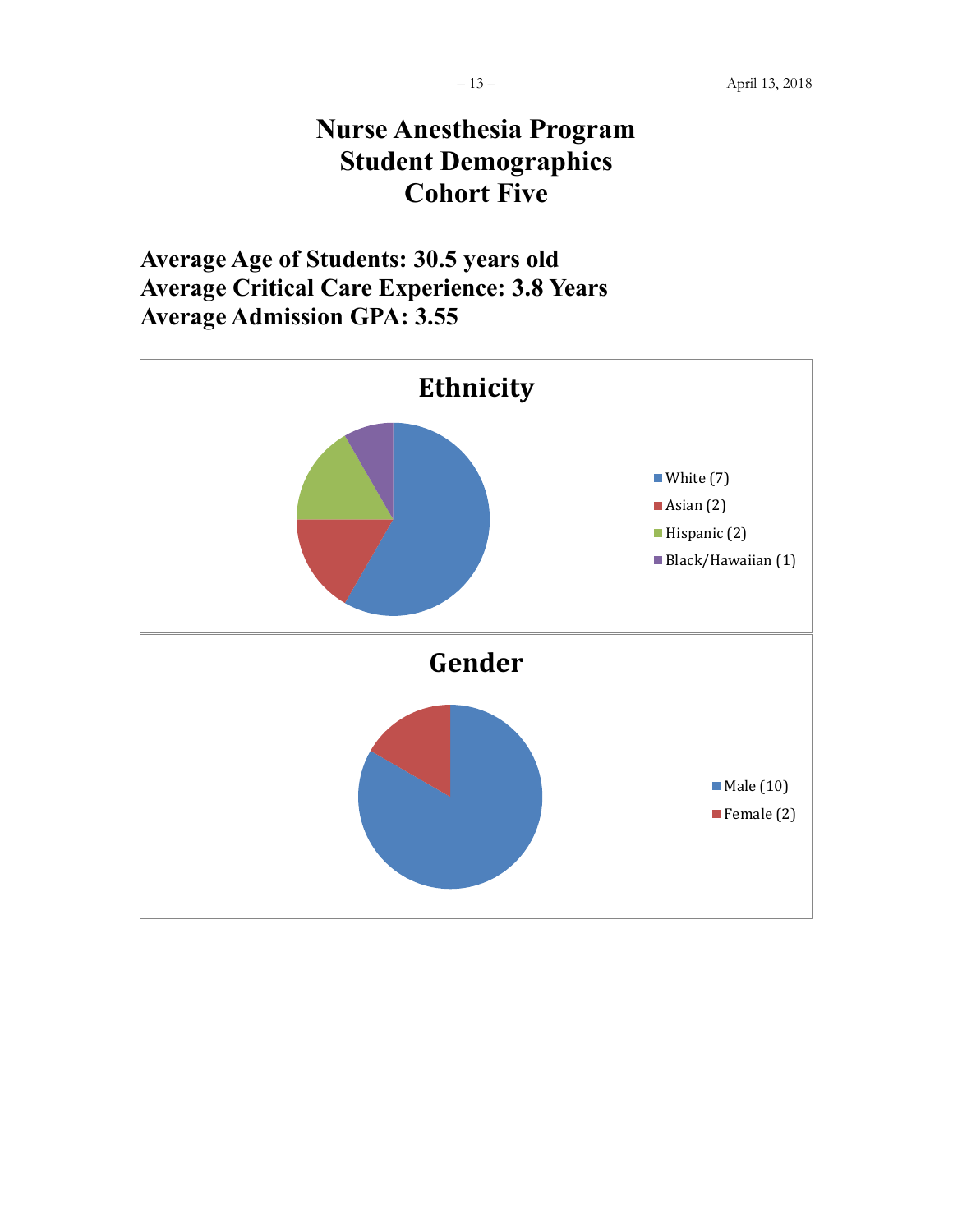# Nurse Anesthesia Program
# Student Demographics
# Cohort Five

**Average Age of Students: 30.5 years old**
**Average Critical Care Experience: 3.8 Years**
**Average Admission GPA: 3.55**

## Ethnicity

- White (7)
- Asian (2)
- Hispanic (2)
- Black/Hawaiian (1)

## Gender

- Male (10)
- Female (2)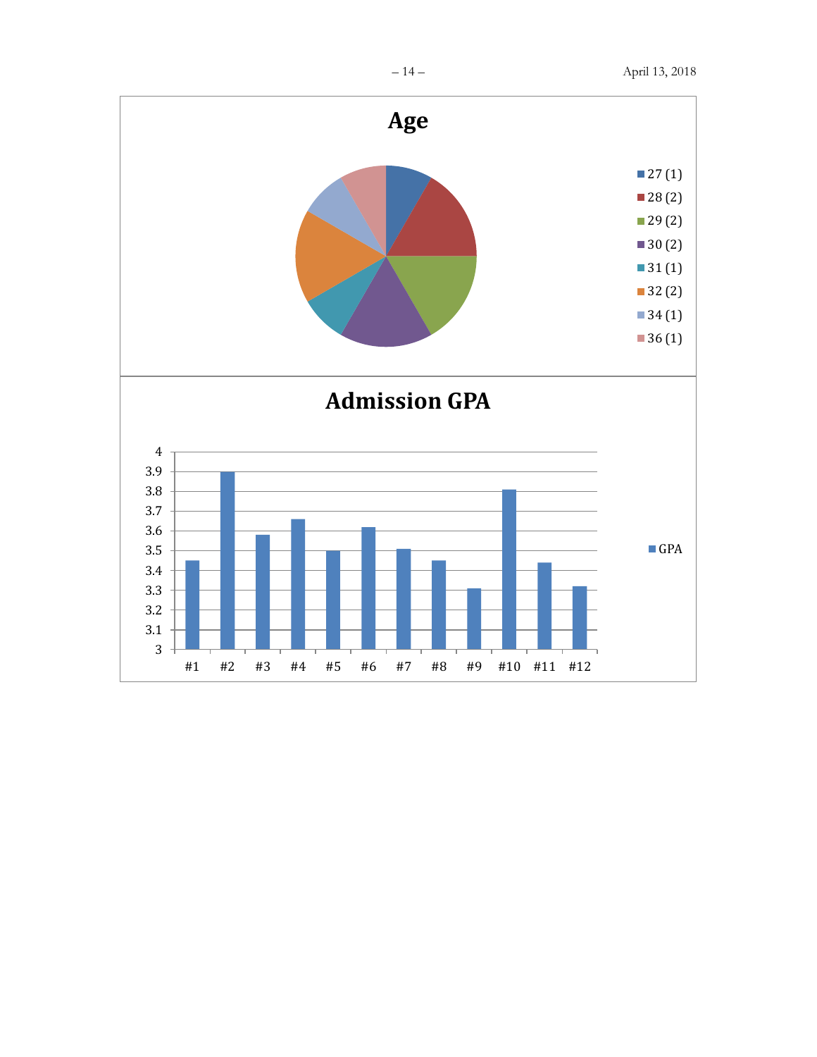## Age

- 27 (1)
- 28 (2)
- 29 (2)
- 30 (2)
- 31 (1)
- 32 (2)
- 34 (1)
- 36 (1)

## Admission GPA

| | GPA |
|---|---|
| #1 | 3.45 |
| #2 | 3.9 |
| #3 | 3.58 |
| #4 | 3.66 |
| #5 | 3.5 |
| #6 | 3.62 |
| #7 | 3.51 |
| #8 | 3.45 |
| #9 | 3.31 |
| #10 | 3.81 |
| #11 | 3.44 |
| #12 | 3.32 |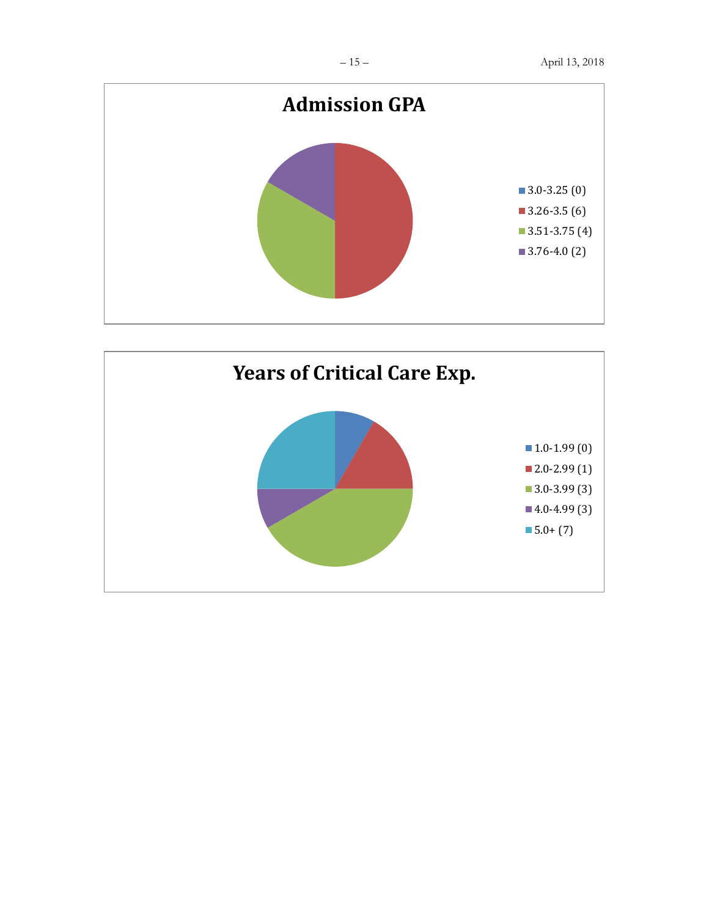## Admission GPA

- 3.0-3.25 (0)
- 3.26-3.5 (6)
- 3.51-3.75 (4)
- 3.76-4.0 (2)

## Years of Critical Care Exp.

- 1.0-1.99 (0)
- 2.0-2.99 (1)
- 3.0-3.99 (3)
- 4.0-4.99 (3)
- 5.0+ (7)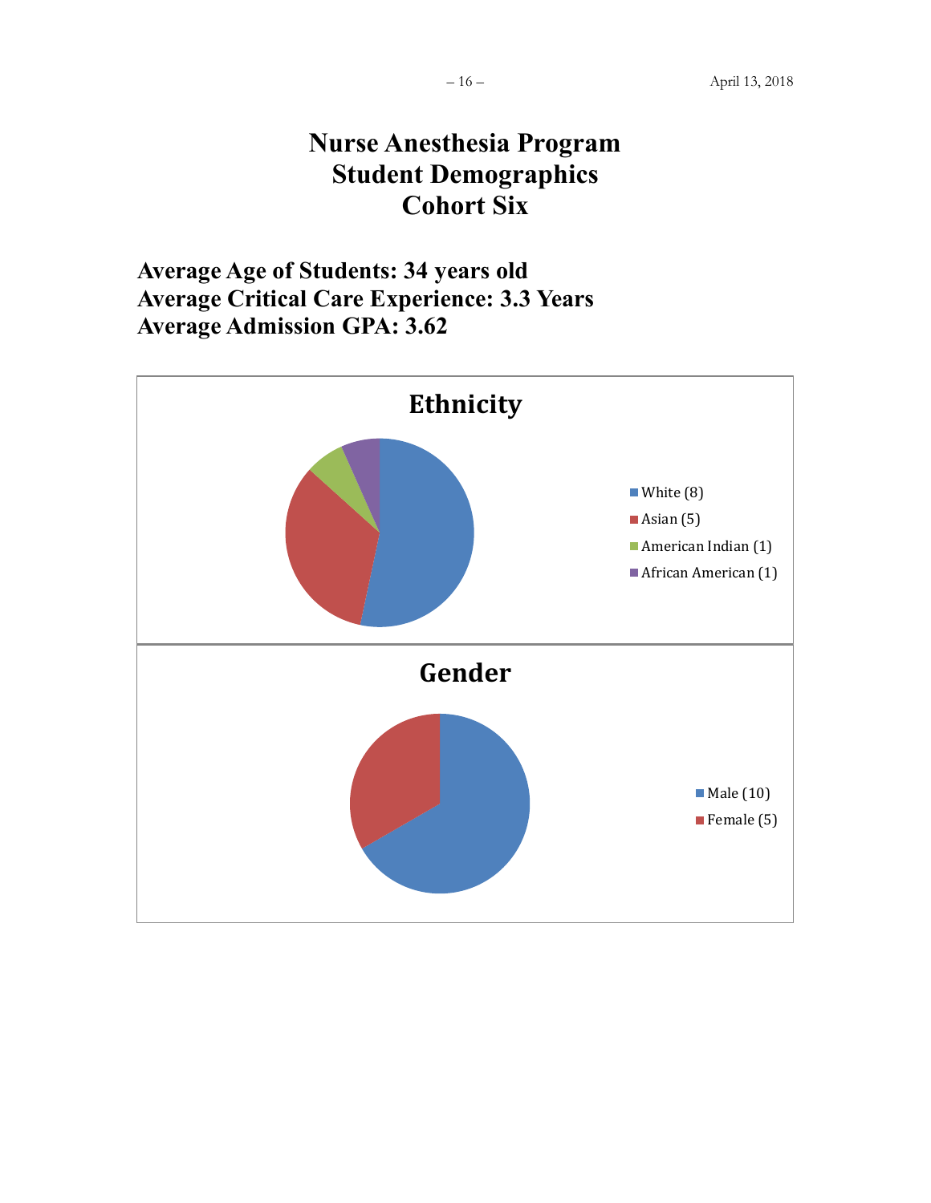# Nurse Anesthesia Program
# Student Demographics
# Cohort Six

**Average Age of Students: 34 years old**
**Average Critical Care Experience: 3.3 Years**
**Average Admission GPA: 3.62**

## Ethnicity

- White (8)
- Asian (5)
- American Indian (1)
- African American (1)

## Gender

- Male (10)
- Female (5)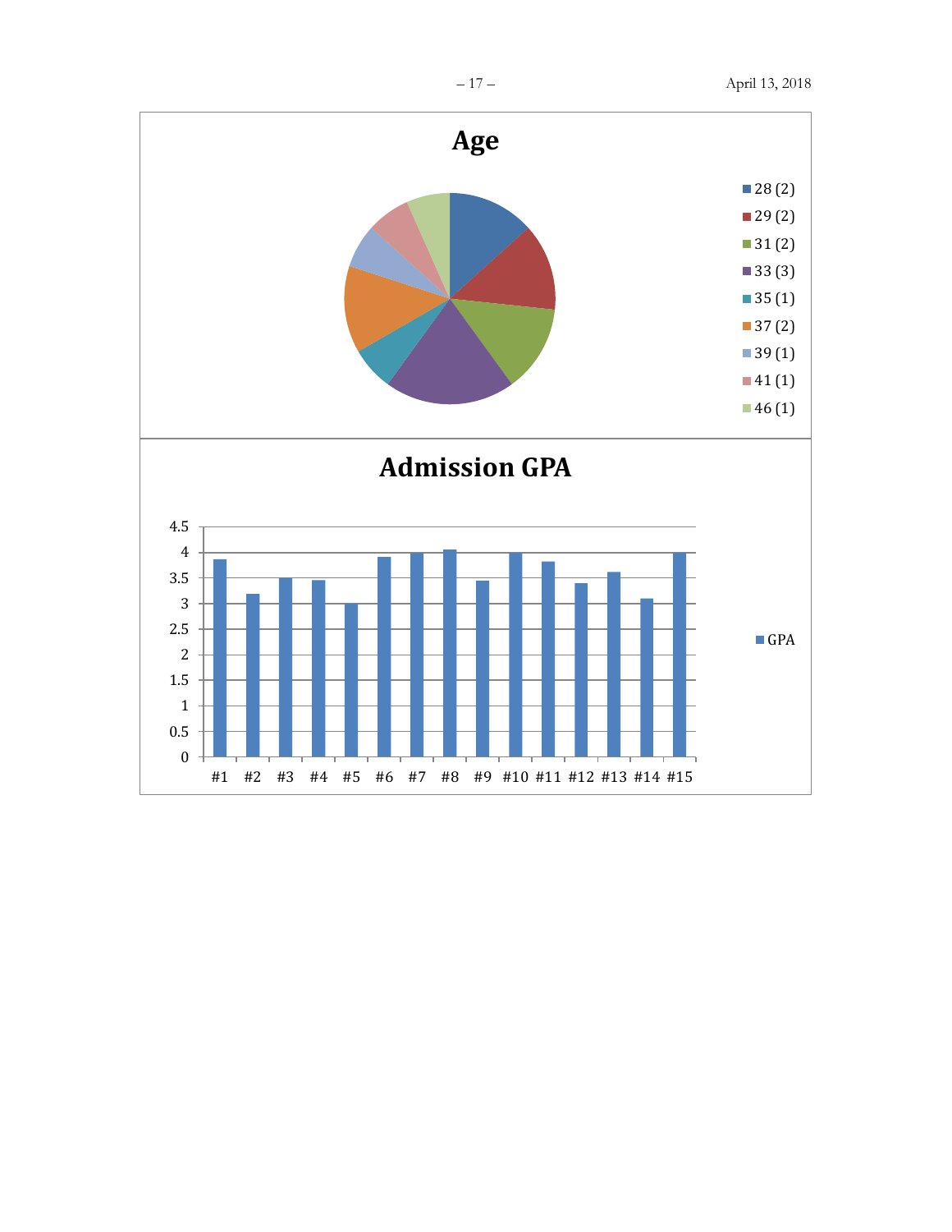## Age

- 28 (2)
- 29 (2)
- 31 (2)
- 33 (3)
- 35 (1)
- 37 (2)
- 39 (1)
- 41 (1)
- 46 (1)

## Admission GPA

GPA

4.5
4
3.5
3
2.5
2
1.5
1
0.5
0

#1 #2 #3 #4 #5 #6 #7 #8 #9 #10 #11 #12 #13 #14 #15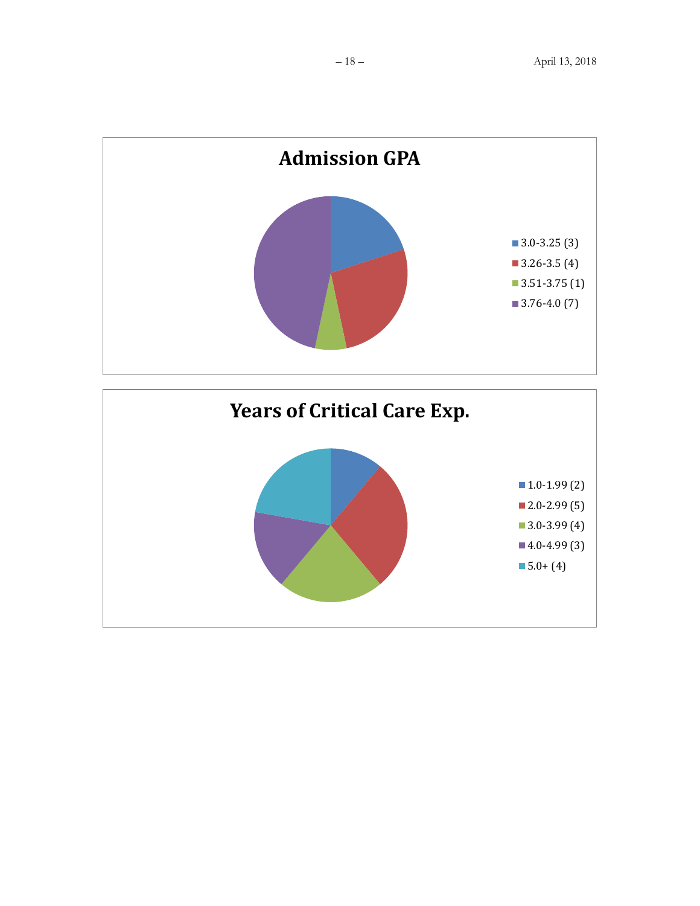## Admission GPA

- 3.0-3.25 (3)
- 3.26-3.5 (4)
- 3.51-3.75 (1)
- 3.76-4.0 (7)

## Years of Critical Care Exp.

- 1.0-1.99 (2)
- 2.0-2.99 (5)
- 3.0-3.99 (4)
- 4.0-4.99 (3)
- 5.0+ (4)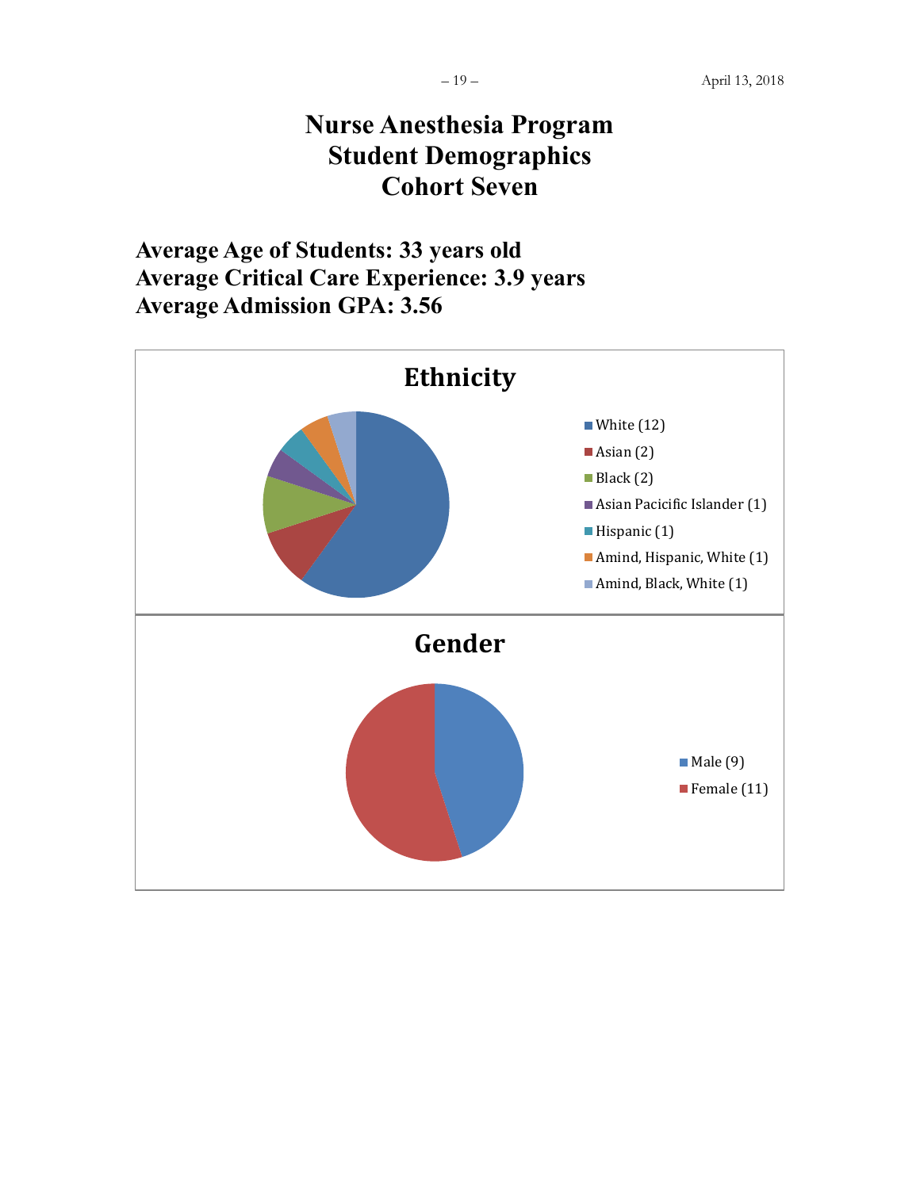# Nurse Anesthesia Program
# Student Demographics
# Cohort Seven

**Average Age of Students: 33 years old**
**Average Critical Care Experience: 3.9 years**
**Average Admission GPA: 3.56**

## Ethnicity

- White (12)
- Asian (2)
- Black (2)
- Asian Pacicific Islander (1)
- Hispanic (1)
- Amind, Hispanic, White (1)
- Amind, Black, White (1)

## Gender

- Male (9)
- Female (11)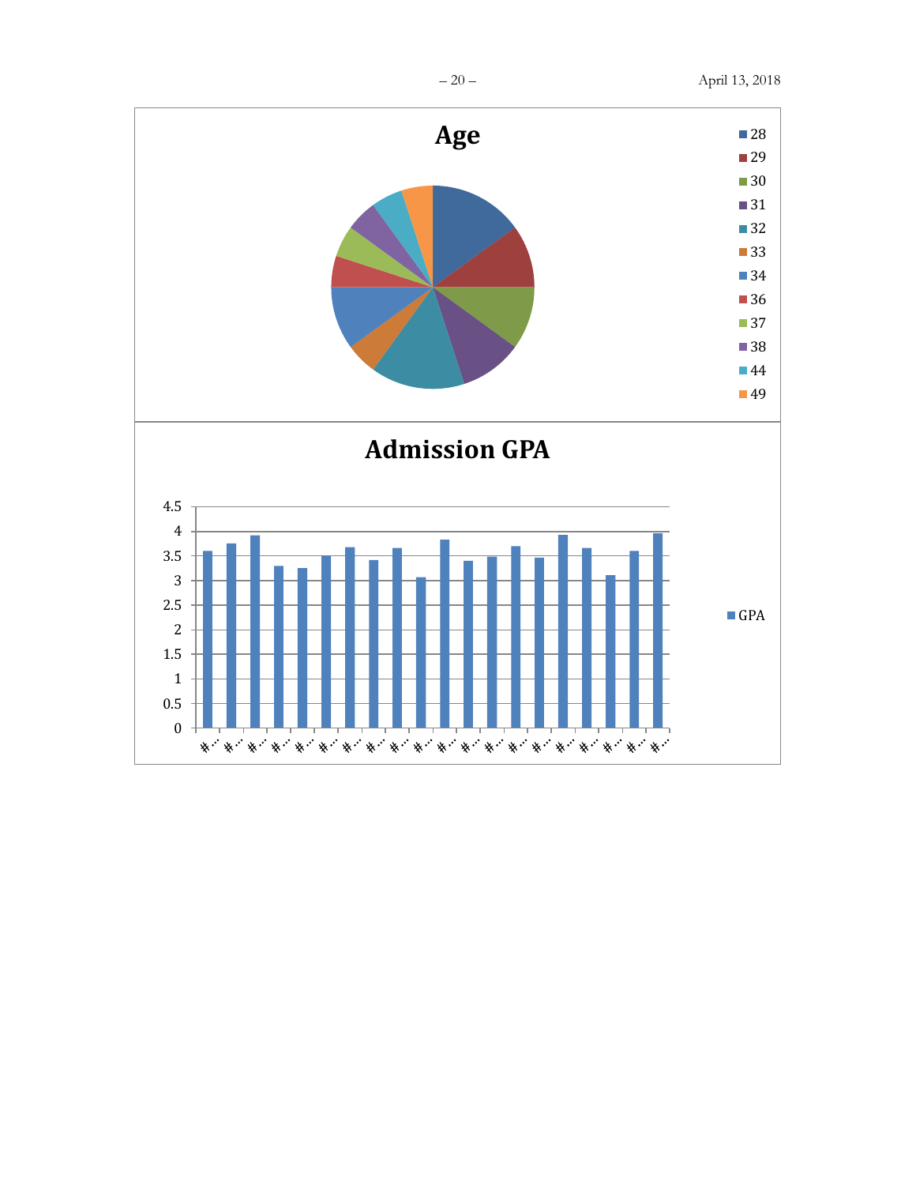## Age

- 28
- 29
- 30
- 31
- 32
- 33
- 34
- 36
- 37
- 38
- 44
- 49

## Admission GPA

4.5
4
3.5
3
2.5
2
1.5
1
0.5
0

#… #… #… #… #… #… #… #… #… #… #… #… #… #… #… #… #… #… #… #…

GPA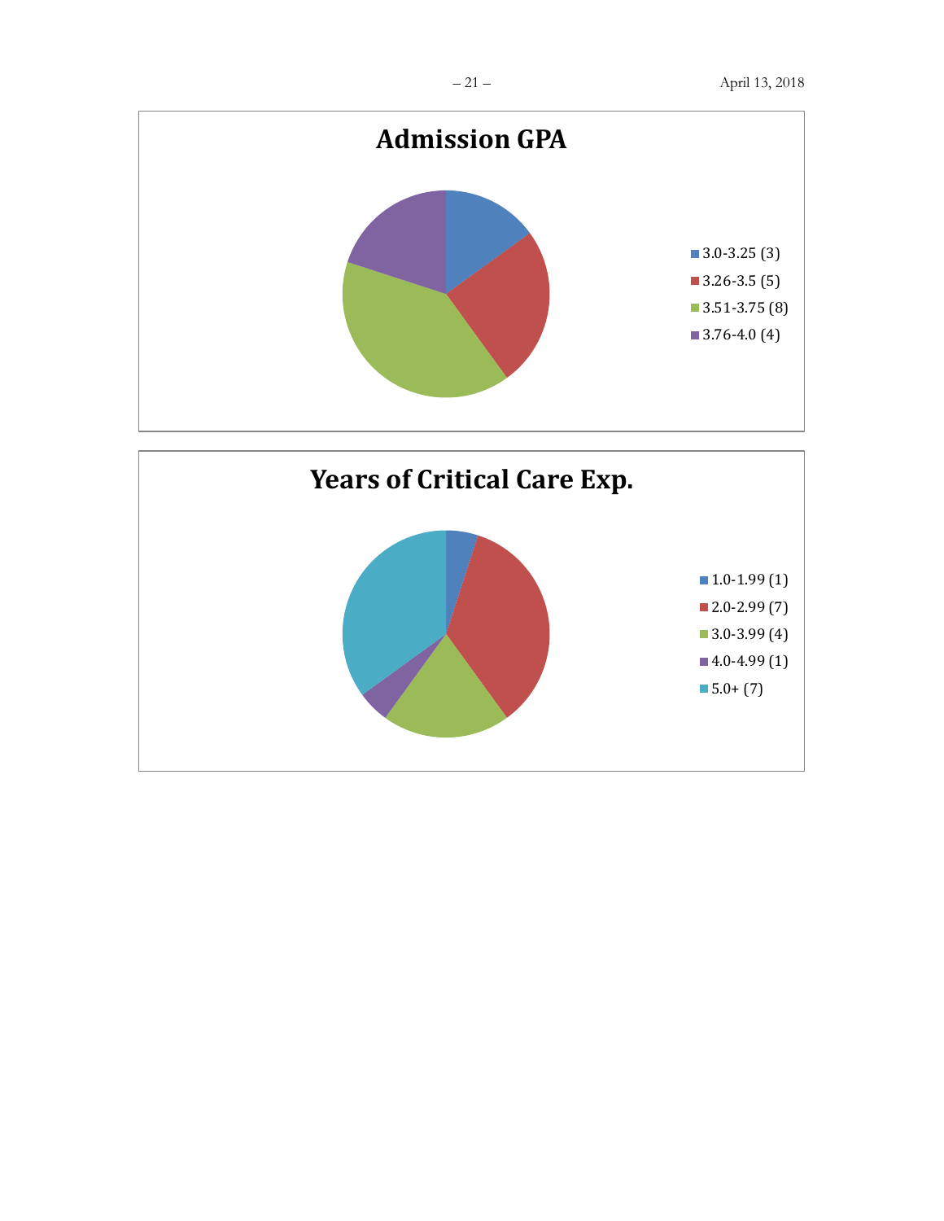## Admission GPA

- 3.0-3.25 (3)
- 3.26-3.5 (5)
- 3.51-3.75 (8)
- 3.76-4.0 (4)

## Years of Critical Care Exp.

- 1.0-1.99 (1)
- 2.0-2.99 (7)
- 3.0-3.99 (4)
- 4.0-4.99 (1)
- 5.0+ (7)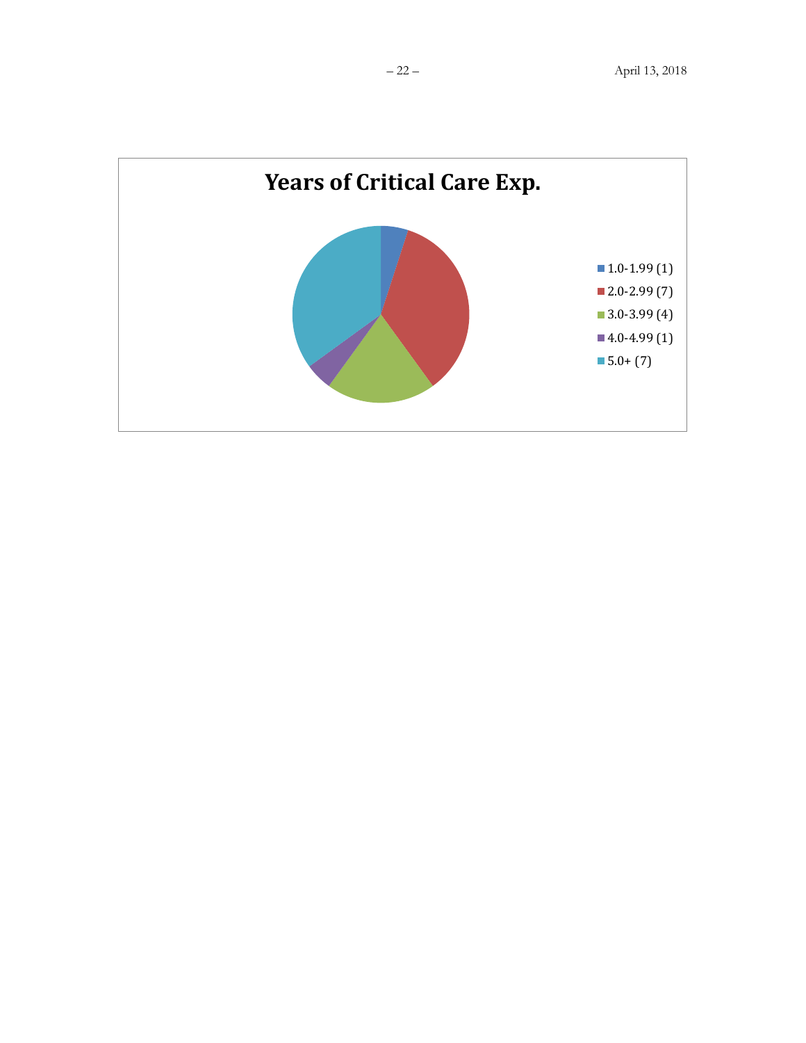Years of Critical Care Exp.

1.0-1.99 (1)
2.0-2.99 (7)
3.0-3.99 (4)
4.0-4.99 (1)
5.0+ (7)